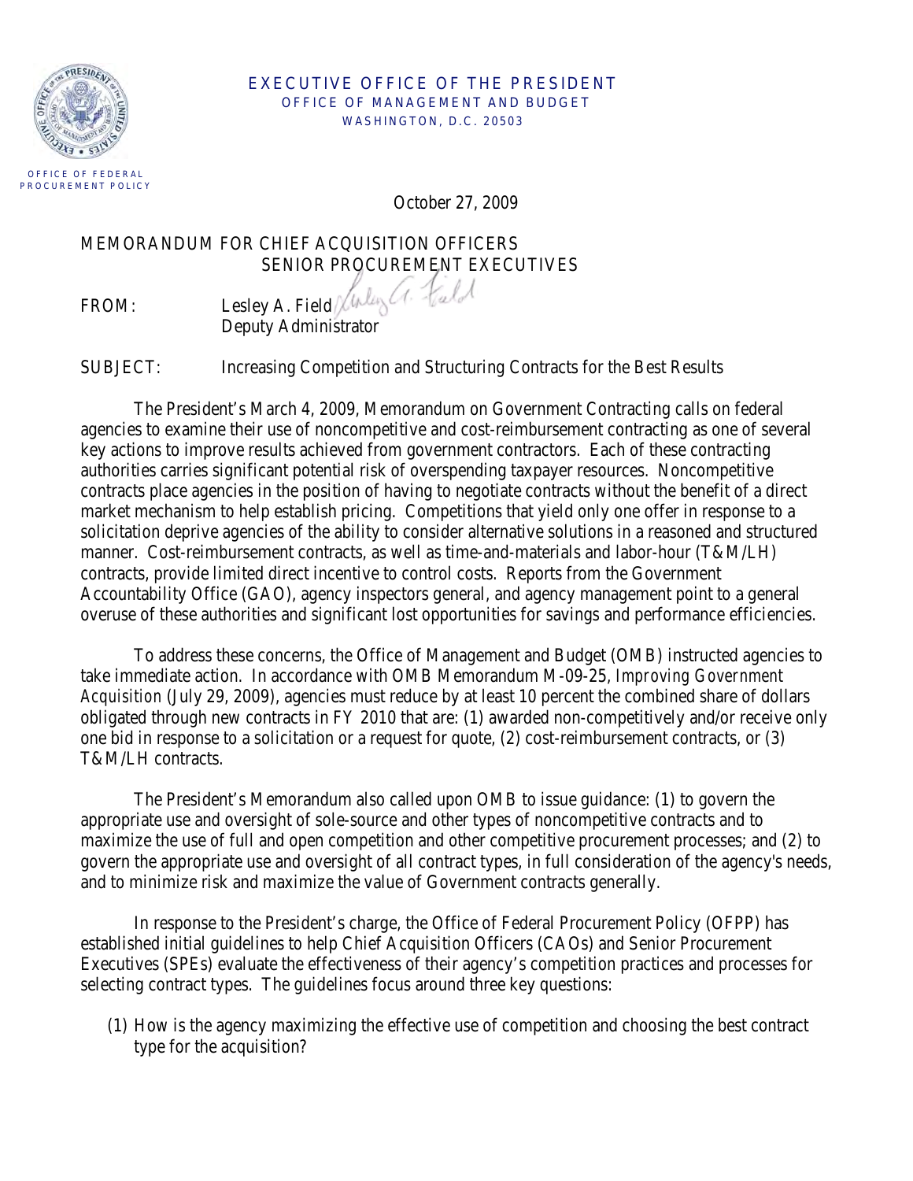EXECUTIVE OFFICE OF THE PRESIDENT
OFFICE OF MANAGEMENT AND BUDGET
WASHINGTON, D.C. 20503

OFFICE OF FEDERAL PROCUREMENT POLICY

October 27, 2009

MEMORANDUM FOR CHIEF ACQUISITION OFFICERS
SENIOR PROCUREMENT EXECUTIVES

FROM: Lesley A. Field
Deputy Administrator

SUBJECT: Increasing Competition and Structuring Contracts for the Best Results

The President's March 4, 2009, Memorandum on Government Contracting calls on federal agencies to examine their use of noncompetitive and cost-reimbursement contracting as one of several key actions to improve results achieved from government contractors. Each of these contracting authorities carries significant potential risk of overspending taxpayer resources. Noncompetitive contracts place agencies in the position of having to negotiate contracts without the benefit of a direct market mechanism to help establish pricing. Competitions that yield only one offer in response to a solicitation deprive agencies of the ability to consider alternative solutions in a reasoned and structured manner. Cost-reimbursement contracts, as well as time-and-materials and labor-hour (T&M/LH) contracts, provide limited direct incentive to control costs. Reports from the Government Accountability Office (GAO), agency inspectors general, and agency management point to a general overuse of these authorities and significant lost opportunities for savings and performance efficiencies.

To address these concerns, the Office of Management and Budget (OMB) instructed agencies to take immediate action. In accordance with OMB Memorandum M-09-25, *Improving Government Acquisition* (July 29, 2009), agencies must reduce by at least 10 percent the combined share of dollars obligated through new contracts in FY 2010 that are: (1) awarded non-competitively and/or receive only one bid in response to a solicitation or a request for quote, (2) cost-reimbursement contracts, or (3) T&M/LH contracts.

The President's Memorandum also called upon OMB to issue guidance: (1) to govern the appropriate use and oversight of sole-source and other types of noncompetitive contracts and to maximize the use of full and open competition and other competitive procurement processes; and (2) to govern the appropriate use and oversight of all contract types, in full consideration of the agency's needs, and to minimize risk and maximize the value of Government contracts generally.

In response to the President's charge, the Office of Federal Procurement Policy (OFPP) has established initial guidelines to help Chief Acquisition Officers (CAOs) and Senior Procurement Executives (SPEs) evaluate the effectiveness of their agency's competition practices and processes for selecting contract types. The guidelines focus around three key questions:

(1) How is the agency maximizing the effective use of competition and choosing the best contract type for the acquisition?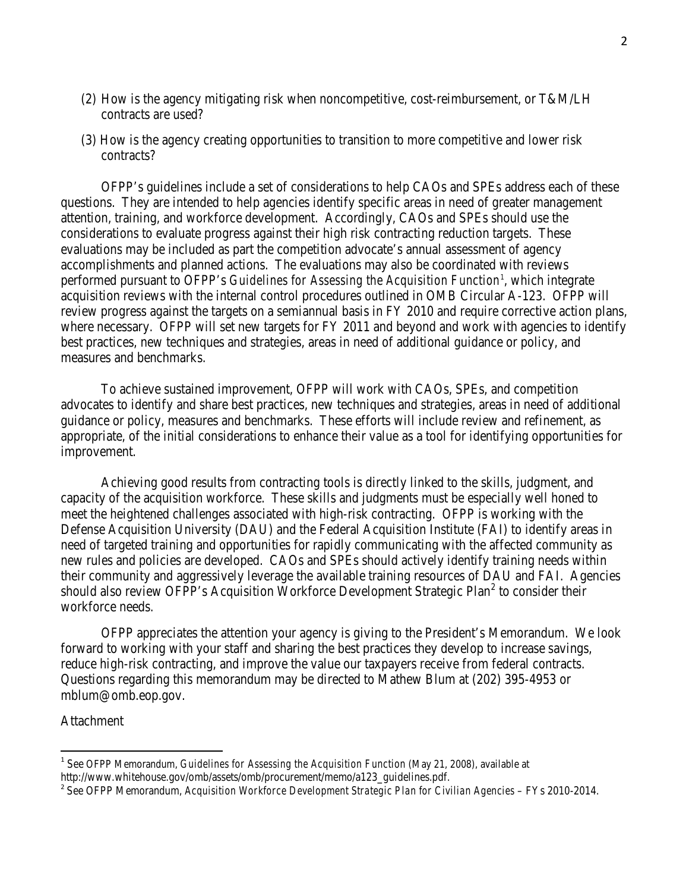(2) How is the agency mitigating risk when noncompetitive, cost-reimbursement, or T&M/LH contracts are used?

(3) How is the agency creating opportunities to transition to more competitive and lower risk contracts?

OFPP's guidelines include a set of considerations to help CAOs and SPEs address each of these questions. They are intended to help agencies identify specific areas in need of greater management attention, training, and workforce development. Accordingly, CAOs and SPEs should use the considerations to evaluate progress against their high risk contracting reduction targets. These evaluations may be included as part the competition advocate's annual assessment of agency accomplishments and planned actions. The evaluations may also be coordinated with reviews performed pursuant to OFPP's *Guidelines for Assessing the Acquisition Function*[1], which integrate acquisition reviews with the internal control procedures outlined in OMB Circular A-123. OFPP will review progress against the targets on a semiannual basis in FY 2010 and require corrective action plans, where necessary. OFPP will set new targets for FY 2011 and beyond and work with agencies to identify best practices, new techniques and strategies, areas in need of additional guidance or policy, and measures and benchmarks.

To achieve sustained improvement, OFPP will work with CAOs, SPEs, and competition advocates to identify and share best practices, new techniques and strategies, areas in need of additional guidance or policy, measures and benchmarks. These efforts will include review and refinement, as appropriate, of the initial considerations to enhance their value as a tool for identifying opportunities for improvement.

Achieving good results from contracting tools is directly linked to the skills, judgment, and capacity of the acquisition workforce. These skills and judgments must be especially well honed to meet the heightened challenges associated with high-risk contracting. OFPP is working with the Defense Acquisition University (DAU) and the Federal Acquisition Institute (FAI) to identify areas in need of targeted training and opportunities for rapidly communicating with the affected community as new rules and policies are developed. CAOs and SPEs should actively identify training needs within their community and aggressively leverage the available training resources of DAU and FAI. Agencies should also review OFPP's Acquisition Workforce Development Strategic Plan[2] to consider their workforce needs.

OFPP appreciates the attention your agency is giving to the President's Memorandum. We look forward to working with your staff and sharing the best practices they develop to increase savings, reduce high-risk contracting, and improve the value our taxpayers receive from federal contracts. Questions regarding this memorandum may be directed to Mathew Blum at (202) 395-4953 or mblum@omb.eop.gov.

Attachment

---

[1] See OFPP Memorandum, *Guidelines for Assessing the Acquisition Function* (May 21, 2008), available at http://www.whitehouse.gov/omb/assets/omb/procurement/memo/a123_guidelines.pdf.

[2] See OFPP Memorandum, *Acquisition Workforce Development Strategic Plan for Civilian Agencies – FYs 2010-2014.*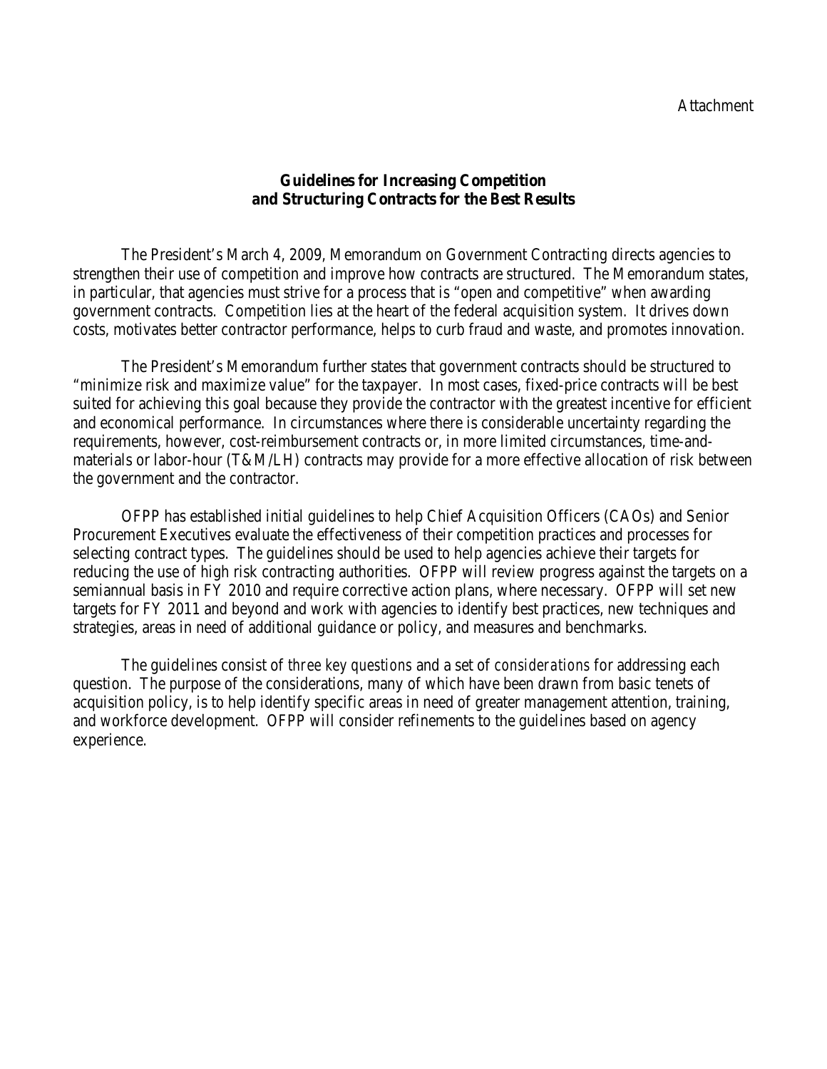Attachment

## Guidelines for Increasing Competition and Structuring Contracts for the Best Results

The President's March 4, 2009, Memorandum on Government Contracting directs agencies to strengthen their use of competition and improve how contracts are structured. The Memorandum states, in particular, that agencies must strive for a process that is "open and competitive" when awarding government contracts. Competition lies at the heart of the federal acquisition system. It drives down costs, motivates better contractor performance, helps to curb fraud and waste, and promotes innovation.

The President's Memorandum further states that government contracts should be structured to "minimize risk and maximize value" for the taxpayer. In most cases, fixed-price contracts will be best suited for achieving this goal because they provide the contractor with the greatest incentive for efficient and economical performance. In circumstances where there is considerable uncertainty regarding the requirements, however, cost-reimbursement contracts or, in more limited circumstances, time-and-materials or labor-hour (T&M/LH) contracts may provide for a more effective allocation of risk between the government and the contractor.

OFPP has established initial guidelines to help Chief Acquisition Officers (CAOs) and Senior Procurement Executives evaluate the effectiveness of their competition practices and processes for selecting contract types. The guidelines should be used to help agencies achieve their targets for reducing the use of high risk contracting authorities. OFPP will review progress against the targets on a semiannual basis in FY 2010 and require corrective action plans, where necessary. OFPP will set new targets for FY 2011 and beyond and work with agencies to identify best practices, new techniques and strategies, areas in need of additional guidance or policy, and measures and benchmarks.

The guidelines consist of *three key questions* and a set of *considerations* for addressing each question. The purpose of the considerations, many of which have been drawn from basic tenets of acquisition policy, is to help identify specific areas in need of greater management attention, training, and workforce development. OFPP will consider refinements to the guidelines based on agency experience.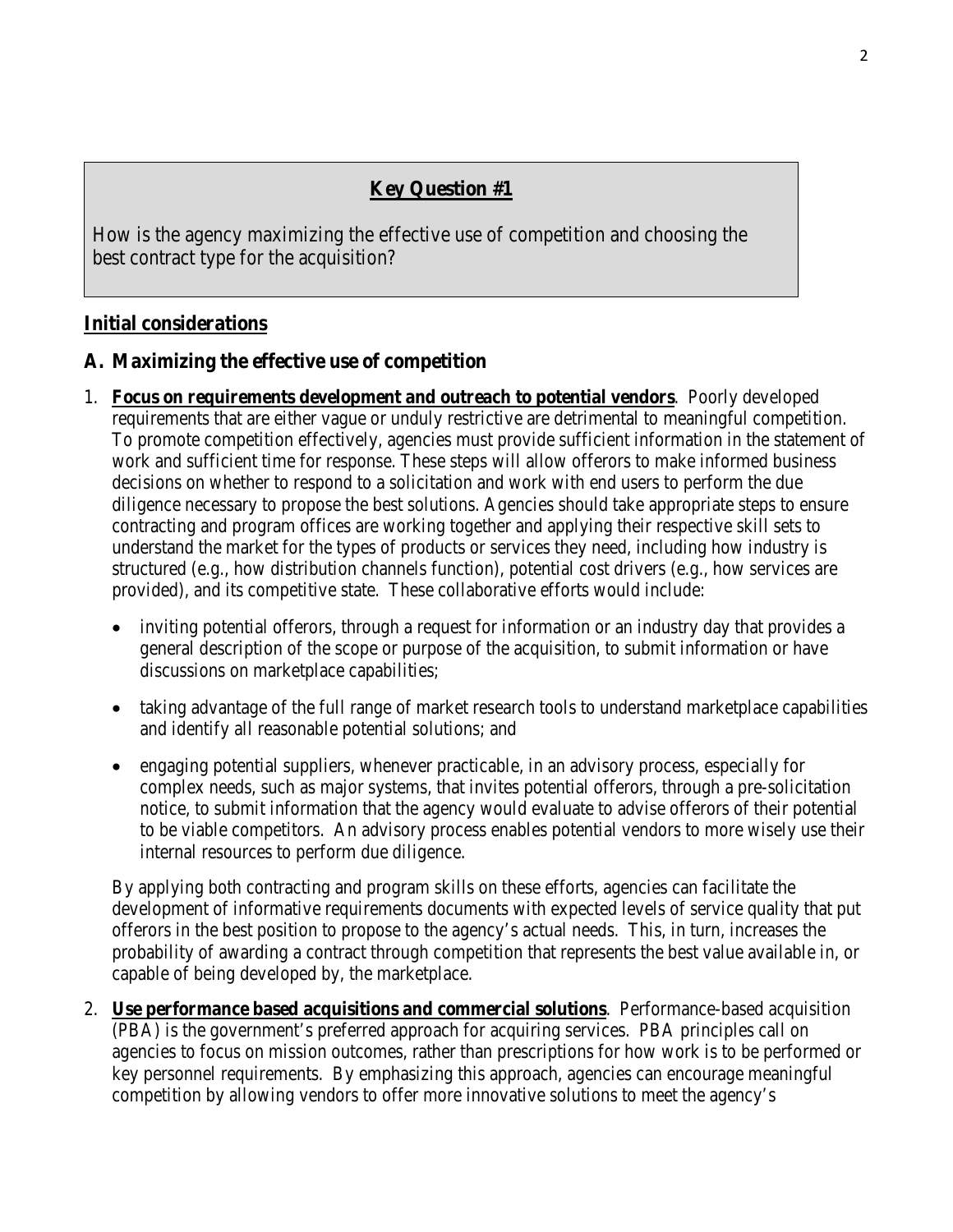**Key Question #1**

How is the agency maximizing the effective use of competition and choosing the best contract type for the acquisition?

## Initial considerations

### A. Maximizing the effective use of competition

1. **Focus on requirements development and outreach to potential vendors**. Poorly developed requirements that are either vague or unduly restrictive are detrimental to meaningful competition. To promote competition effectively, agencies must provide sufficient information in the statement of work and sufficient time for response. These steps will allow offerors to make informed business decisions on whether to respond to a solicitation and work with end users to perform the due diligence necessary to propose the best solutions. Agencies should take appropriate steps to ensure contracting and program offices are working together and applying their respective skill sets to understand the market for the types of products or services they need, including how industry is structured (e.g., how distribution channels function), potential cost drivers (e.g., how services are provided), and its competitive state. These collaborative efforts would include:

   - inviting potential offerors, through a request for information or an industry day that provides a general description of the scope or purpose of the acquisition, to submit information or have discussions on marketplace capabilities;
   - taking advantage of the full range of market research tools to understand marketplace capabilities and identify all reasonable potential solutions; and
   - engaging potential suppliers, whenever practicable, in an advisory process, especially for complex needs, such as major systems, that invites potential offerors, through a pre-solicitation notice, to submit information that the agency would evaluate to advise offerors of their potential to be viable competitors. An advisory process enables potential vendors to more wisely use their internal resources to perform due diligence.

   By applying both contracting and program skills on these efforts, agencies can facilitate the development of informative requirements documents with expected levels of service quality that put offerors in the best position to propose to the agency's actual needs. This, in turn, increases the probability of awarding a contract through competition that represents the best value available in, or capable of being developed by, the marketplace.

2. **Use performance based acquisitions and commercial solutions**. Performance-based acquisition (PBA) is the government's preferred approach for acquiring services. PBA principles call on agencies to focus on mission outcomes, rather than prescriptions for how work is to be performed or key personnel requirements. By emphasizing this approach, agencies can encourage meaningful competition by allowing vendors to offer more innovative solutions to meet the agency's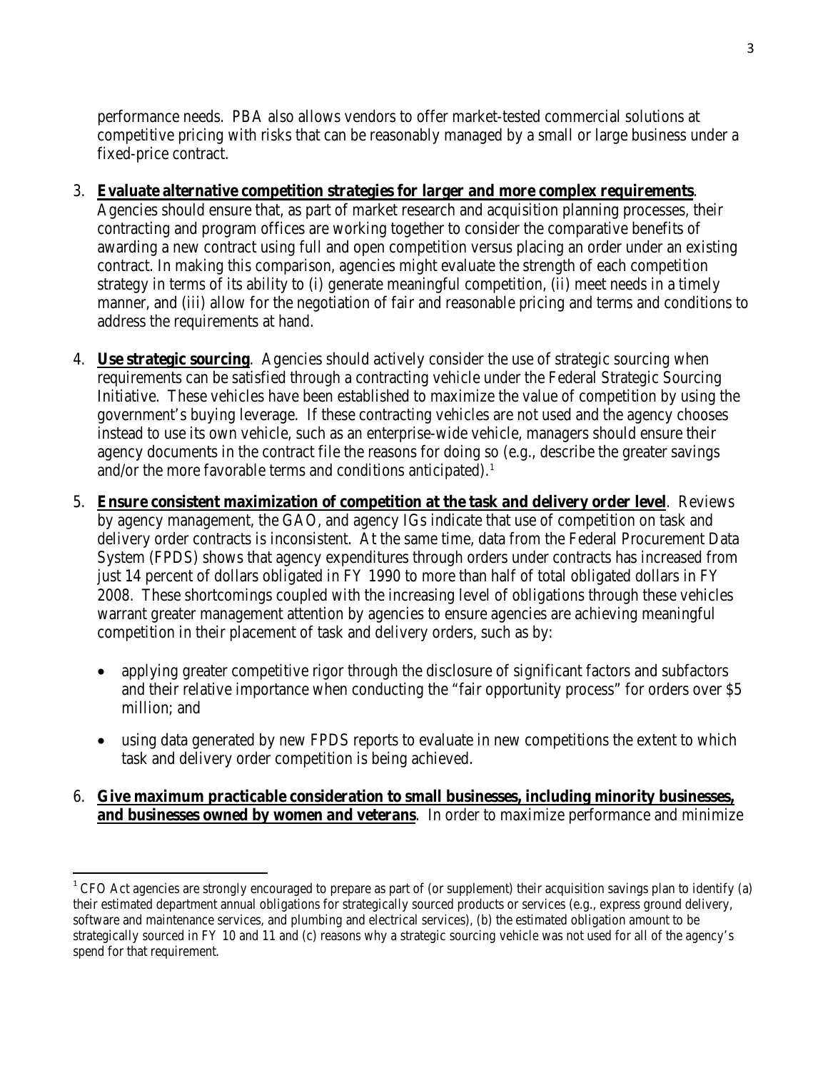performance needs. PBA also allows vendors to offer market-tested commercial solutions at competitive pricing with risks that can be reasonably managed by a small or large business under a fixed-price contract.

3. **Evaluate alternative competition strategies for larger and more complex requirements**. Agencies should ensure that, as part of market research and acquisition planning processes, their contracting and program offices are working together to consider the comparative benefits of awarding a new contract using full and open competition versus placing an order under an existing contract. In making this comparison, agencies might evaluate the strength of each competition strategy in terms of its ability to (i) generate meaningful competition, (ii) meet needs in a timely manner, and (iii) allow for the negotiation of fair and reasonable pricing and terms and conditions to address the requirements at hand.

4. **Use strategic sourcing**. Agencies should actively consider the use of strategic sourcing when requirements can be satisfied through a contracting vehicle under the Federal Strategic Sourcing Initiative. These vehicles have been established to maximize the value of competition by using the government's buying leverage. If these contracting vehicles are not used and the agency chooses instead to use its own vehicle, such as an enterprise-wide vehicle, managers should ensure their agency documents in the contract file the reasons for doing so (e.g., describe the greater savings and/or the more favorable terms and conditions anticipated).[1]

5. **Ensure consistent maximization of competition at the task and delivery order level**. Reviews by agency management, the GAO, and agency IGs indicate that use of competition on task and delivery order contracts is inconsistent. At the same time, data from the Federal Procurement Data System (FPDS) shows that agency expenditures through orders under contracts has increased from just 14 percent of dollars obligated in FY 1990 to more than half of total obligated dollars in FY 2008. These shortcomings coupled with the increasing level of obligations through these vehicles warrant greater management attention by agencies to ensure agencies are achieving meaningful competition in their placement of task and delivery orders, such as by:

   - applying greater competitive rigor through the disclosure of significant factors and subfactors and their relative importance when conducting the "fair opportunity process" for orders over $5 million; and
   - using data generated by new FPDS reports to evaluate in new competitions the extent to which task and delivery order competition is being achieved.

6. **Give maximum practicable consideration to small businesses, including minority businesses, and businesses owned by women and veterans**. In order to maximize performance and minimize

---

[1] CFO Act agencies are strongly encouraged to prepare as part of (or supplement) their acquisition savings plan to identify (a) their estimated department annual obligations for strategically sourced products or services (e.g., express ground delivery, software and maintenance services, and plumbing and electrical services), (b) the estimated obligation amount to be strategically sourced in FY 10 and 11 and (c) reasons why a strategic sourcing vehicle was not used for all of the agency's spend for that requirement.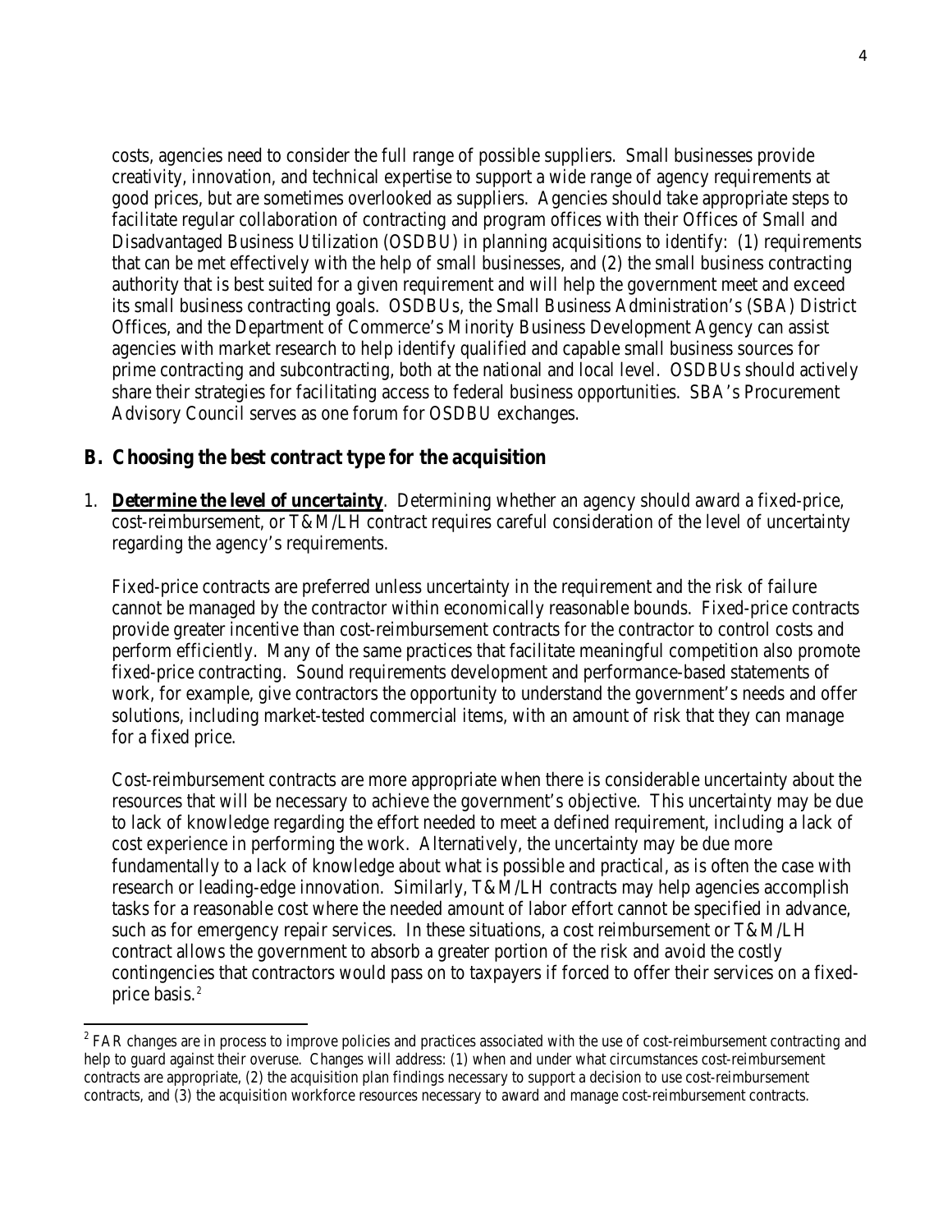costs, agencies need to consider the full range of possible suppliers. Small businesses provide creativity, innovation, and technical expertise to support a wide range of agency requirements at good prices, but are sometimes overlooked as suppliers. Agencies should take appropriate steps to facilitate regular collaboration of contracting and program offices with their Offices of Small and Disadvantaged Business Utilization (OSDBU) in planning acquisitions to identify: (1) requirements that can be met effectively with the help of small businesses, and (2) the small business contracting authority that is best suited for a given requirement and will help the government meet and exceed its small business contracting goals. OSDBUs, the Small Business Administration's (SBA) District Offices, and the Department of Commerce's Minority Business Development Agency can assist agencies with market research to help identify qualified and capable small business sources for prime contracting and subcontracting, both at the national and local level. OSDBUs should actively share their strategies for facilitating access to federal business opportunities. SBA's Procurement Advisory Council serves as one forum for OSDBU exchanges.

## B. Choosing the best contract type for the acquisition

1. **Determine the level of uncertainty**. Determining whether an agency should award a fixed-price, cost-reimbursement, or T&M/LH contract requires careful consideration of the level of uncertainty regarding the agency's requirements.

   Fixed-price contracts are preferred unless uncertainty in the requirement and the risk of failure cannot be managed by the contractor within economically reasonable bounds. Fixed-price contracts provide greater incentive than cost-reimbursement contracts for the contractor to control costs and perform efficiently. Many of the same practices that facilitate meaningful competition also promote fixed-price contracting. Sound requirements development and performance-based statements of work, for example, give contractors the opportunity to understand the government's needs and offer solutions, including market-tested commercial items, with an amount of risk that they can manage for a fixed price.

   Cost-reimbursement contracts are more appropriate when there is considerable uncertainty about the resources that will be necessary to achieve the government's objective. This uncertainty may be due to lack of knowledge regarding the effort needed to meet a defined requirement, including a lack of cost experience in performing the work. Alternatively, the uncertainty may be due more fundamentally to a lack of knowledge about what is possible and practical, as is often the case with research or leading-edge innovation. Similarly, T&M/LH contracts may help agencies accomplish tasks for a reasonable cost where the needed amount of labor effort cannot be specified in advance, such as for emergency repair services. In these situations, a cost reimbursement or T&M/LH contract allows the government to absorb a greater portion of the risk and avoid the costly contingencies that contractors would pass on to taxpayers if forced to offer their services on a fixed-price basis.[2]

---

[2] FAR changes are in process to improve policies and practices associated with the use of cost-reimbursement contracting and help to guard against their overuse. Changes will address: (1) when and under what circumstances cost-reimbursement contracts are appropriate, (2) the acquisition plan findings necessary to support a decision to use cost-reimbursement contracts, and (3) the acquisition workforce resources necessary to award and manage cost-reimbursement contracts.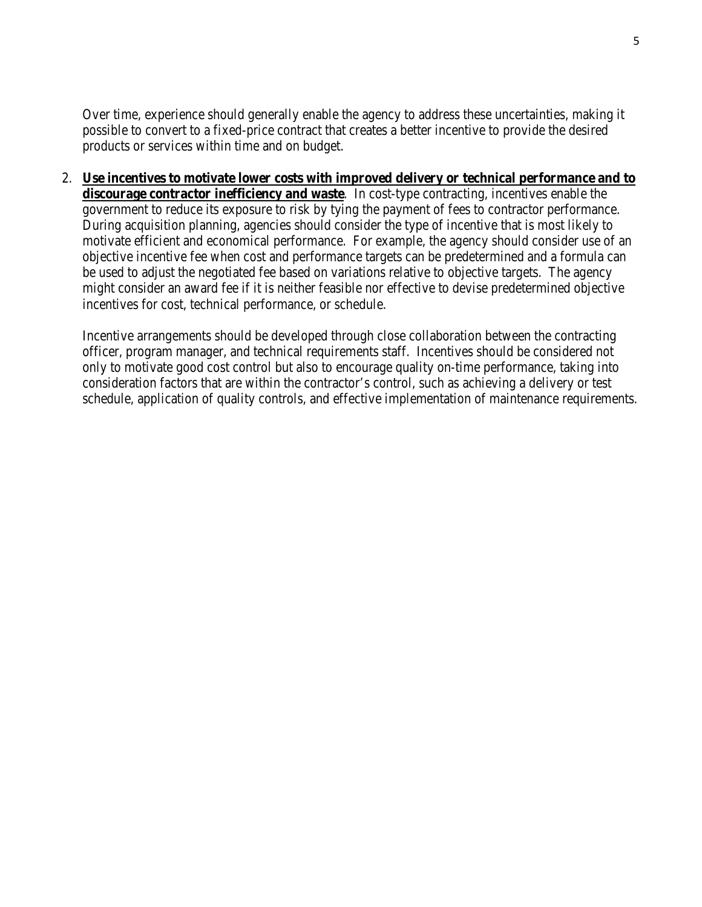Over time, experience should generally enable the agency to address these uncertainties, making it possible to convert to a fixed-price contract that creates a better incentive to provide the desired products or services within time and on budget.

2. **<u>Use incentives to motivate lower costs with improved delivery or technical performance and to discourage contractor inefficiency and waste</u>**. In cost-type contracting, incentives enable the government to reduce its exposure to risk by tying the payment of fees to contractor performance. During acquisition planning, agencies should consider the type of incentive that is most likely to motivate efficient and economical performance. For example, the agency should consider use of an objective incentive fee when cost and performance targets can be predetermined and a formula can be used to adjust the negotiated fee based on variations relative to objective targets. The agency might consider an award fee if it is neither feasible nor effective to devise predetermined objective incentives for cost, technical performance, or schedule.

   Incentive arrangements should be developed through close collaboration between the contracting officer, program manager, and technical requirements staff. Incentives should be considered not only to motivate good cost control but also to encourage quality on-time performance, taking into consideration factors that are within the contractor's control, such as achieving a delivery or test schedule, application of quality controls, and effective implementation of maintenance requirements.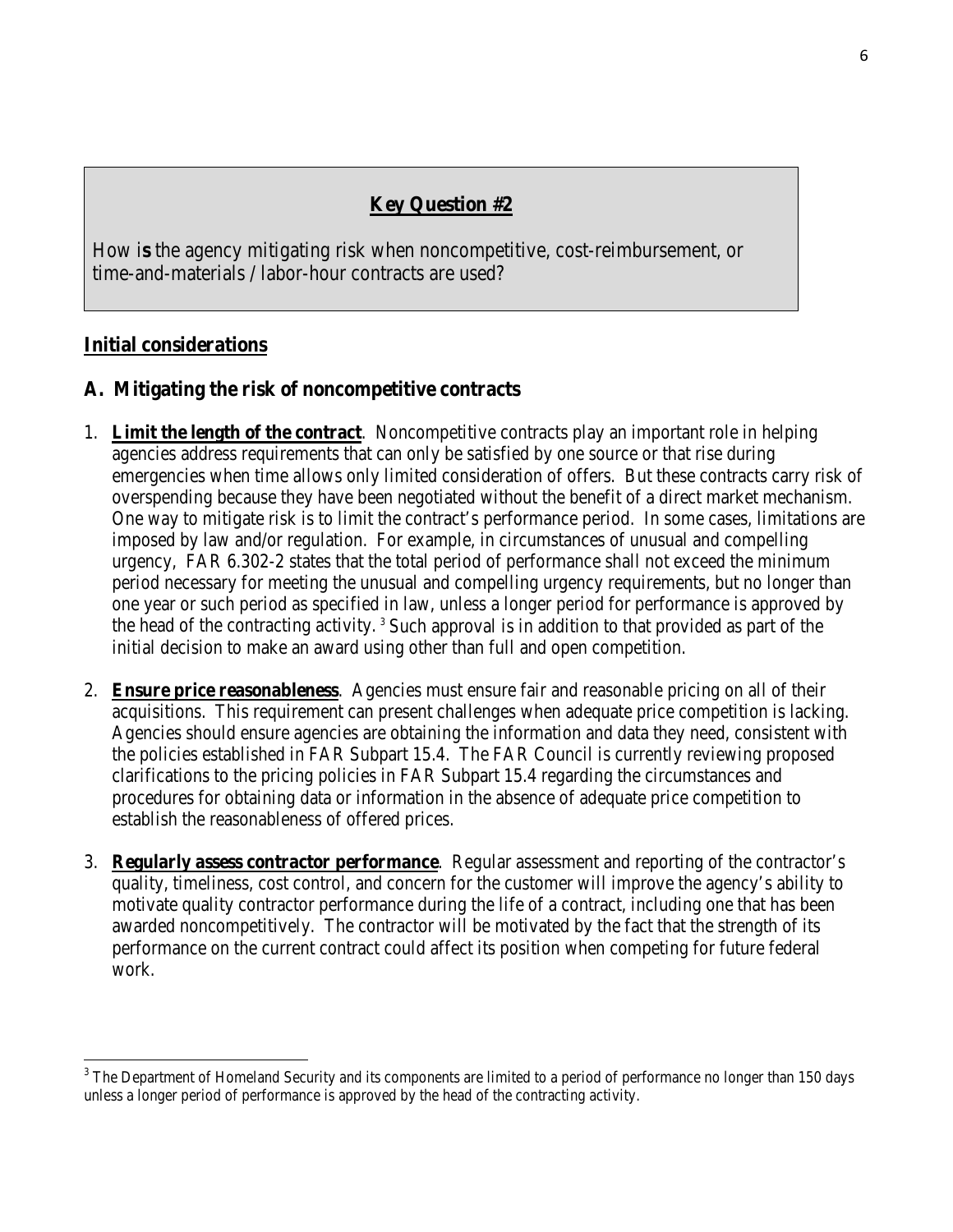## **Key Question #2**

How is the agency mitigating risk when noncompetitive, cost-reimbursement, or time-and-materials / labor-hour contracts are used?

## **Initial considerations**

### **A. Mitigating the risk of noncompetitive contracts**

1. **Limit the length of the contract**. Noncompetitive contracts play an important role in helping agencies address requirements that can only be satisfied by one source or that rise during emergencies when time allows only limited consideration of offers. But these contracts carry risk of overspending because they have been negotiated without the benefit of a direct market mechanism. One way to mitigate risk is to limit the contract's performance period. In some cases, limitations are imposed by law and/or regulation. For example, in circumstances of unusual and compelling urgency, FAR 6.302-2 states that the total period of performance shall not exceed the minimum period necessary for meeting the unusual and compelling urgency requirements, but no longer than one year or such period as specified in law, unless a longer period for performance is approved by the head of the contracting activity. [3] Such approval is in addition to that provided as part of the initial decision to make an award using other than full and open competition.

2. **Ensure price reasonableness**. Agencies must ensure fair and reasonable pricing on all of their acquisitions. This requirement can present challenges when adequate price competition is lacking. Agencies should ensure agencies are obtaining the information and data they need, consistent with the policies established in FAR Subpart 15.4. The FAR Council is currently reviewing proposed clarifications to the pricing policies in FAR Subpart 15.4 regarding the circumstances and procedures for obtaining data or information in the absence of adequate price competition to establish the reasonableness of offered prices.

3. **Regularly assess contractor performance**. Regular assessment and reporting of the contractor's quality, timeliness, cost control, and concern for the customer will improve the agency's ability to motivate quality contractor performance during the life of a contract, including one that has been awarded noncompetitively. The contractor will be motivated by the fact that the strength of its performance on the current contract could affect its position when competing for future federal work.

---

[3] The Department of Homeland Security and its components are limited to a period of performance no longer than 150 days unless a longer period of performance is approved by the head of the contracting activity.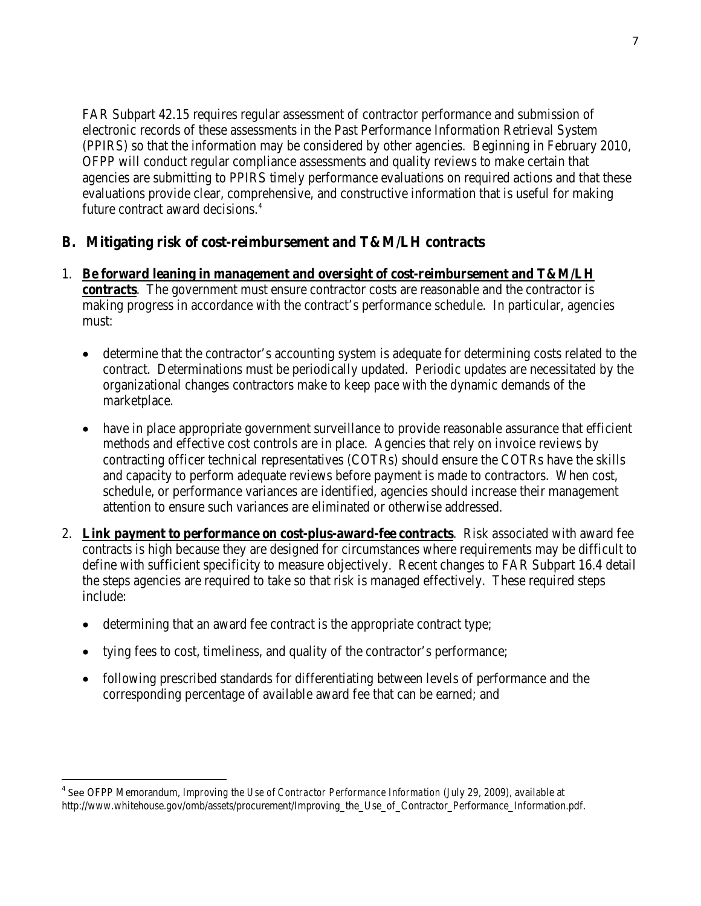FAR Subpart 42.15 requires regular assessment of contractor performance and submission of electronic records of these assessments in the Past Performance Information Retrieval System (PPIRS) so that the information may be considered by other agencies. Beginning in February 2010, OFPP will conduct regular compliance assessments and quality reviews to make certain that agencies are submitting to PPIRS timely performance evaluations on required actions and that these evaluations provide clear, comprehensive, and constructive information that is useful for making future contract award decisions.[4]

## B. Mitigating risk of cost-reimbursement and T&M/LH contracts

1. **Be forward leaning in management and oversight of cost-reimbursement and T&M/LH contracts**. The government must ensure contractor costs are reasonable and the contractor is making progress in accordance with the contract's performance schedule. In particular, agencies must:

   - determine that the contractor's accounting system is adequate for determining costs related to the contract. Determinations must be periodically updated. Periodic updates are necessitated by the organizational changes contractors make to keep pace with the dynamic demands of the marketplace.

   - have in place appropriate government surveillance to provide reasonable assurance that efficient methods and effective cost controls are in place. Agencies that rely on invoice reviews by contracting officer technical representatives (COTRs) should ensure the COTRs have the skills and capacity to perform adequate reviews before payment is made to contractors. When cost, schedule, or performance variances are identified, agencies should increase their management attention to ensure such variances are eliminated or otherwise addressed.

2. **Link payment to performance on cost-plus-award-fee contracts**. Risk associated with award fee contracts is high because they are designed for circumstances where requirements may be difficult to define with sufficient specificity to measure objectively. Recent changes to FAR Subpart 16.4 detail the steps agencies are required to take so that risk is managed effectively. These required steps include:

   - determining that an award fee contract is the appropriate contract type;

   - tying fees to cost, timeliness, and quality of the contractor's performance;

   - following prescribed standards for differentiating between levels of performance and the corresponding percentage of available award fee that can be earned; and

[4] See OFPP Memorandum, *Improving the Use of Contractor Performance Information* (July 29, 2009), available at http://www.whitehouse.gov/omb/assets/procurement/Improving_the_Use_of_Contractor_Performance_Information.pdf.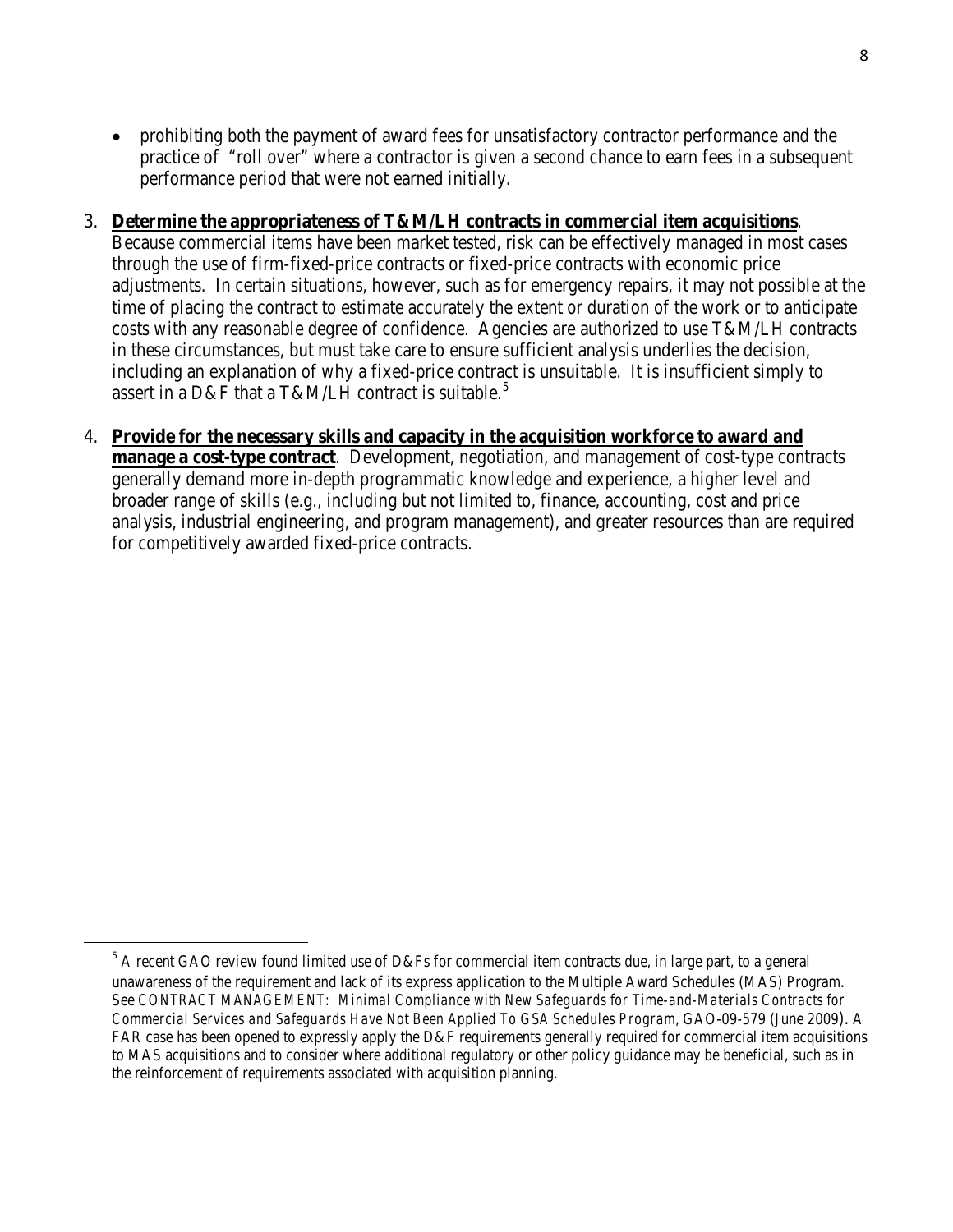- prohibiting both the payment of award fees for unsatisfactory contractor performance and the practice of "roll over" where a contractor is given a second chance to earn fees in a subsequent performance period that were not earned initially.

3. **<u>Determine the appropriateness of T&M/LH contracts in commercial item acquisitions</u>**. Because commercial items have been market tested, risk can be effectively managed in most cases through the use of firm-fixed-price contracts or fixed-price contracts with economic price adjustments. In certain situations, however, such as for emergency repairs, it may not possible at the time of placing the contract to estimate accurately the extent or duration of the work or to anticipate costs with any reasonable degree of confidence. Agencies are authorized to use T&M/LH contracts in these circumstances, but must take care to ensure sufficient analysis underlies the decision, including an explanation of why a fixed-price contract is unsuitable. It is insufficient simply to assert in a D&F that a T&M/LH contract is suitable.[5]

4. **<u>Provide for the necessary skills and capacity in the acquisition workforce to award and manage a cost-type contract</u>**. Development, negotiation, and management of cost-type contracts generally demand more in-depth programmatic knowledge and experience, a higher level and broader range of skills (e.g., including but not limited to, finance, accounting, cost and price analysis, industrial engineering, and program management), and greater resources than are required for competitively awarded fixed-price contracts.

---

[5] A recent GAO review found limited use of D&Fs for commercial item contracts due, in large part, to a general unawareness of the requirement and lack of its express application to the Multiple Award Schedules (MAS) Program. See *CONTRACT MANAGEMENT: Minimal Compliance with New Safeguards for Time-and-Materials Contracts for Commercial Services and Safeguards Have Not Been Applied To GSA Schedules Program*, GAO-09-579 (June 2009). A FAR case has been opened to expressly apply the D&F requirements generally required for commercial item acquisitions to MAS acquisitions and to consider where additional regulatory or other policy guidance may be beneficial, such as in the reinforcement of requirements associated with acquisition planning.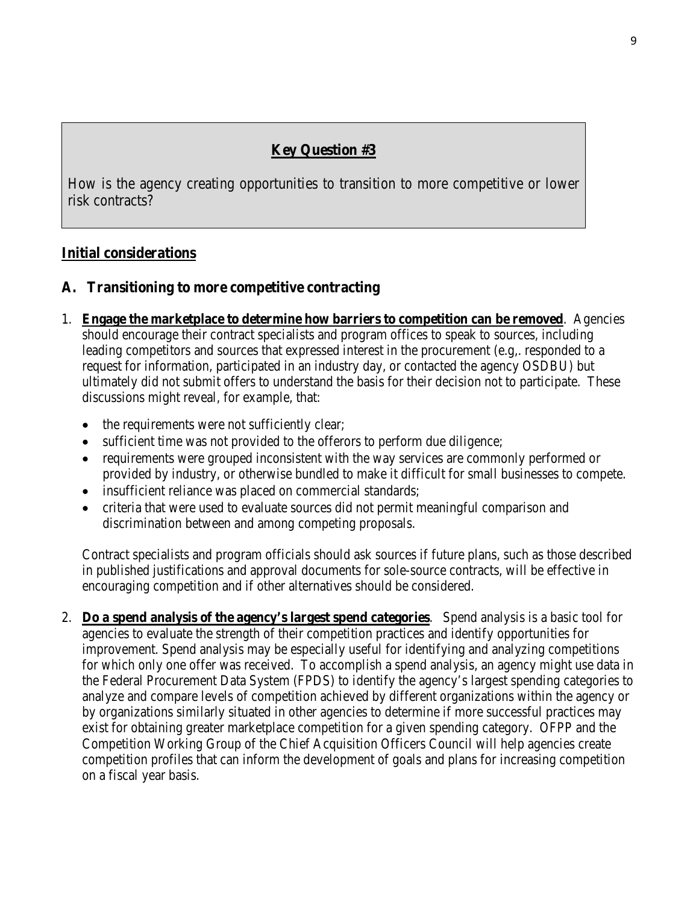## Key Question #3

How is the agency creating opportunities to transition to more competitive or lower risk contracts?

## Initial considerations

### A. Transitioning to more competitive contracting

1. **Engage the marketplace to determine how barriers to competition can be removed**. Agencies should encourage their contract specialists and program offices to speak to sources, including leading competitors and sources that expressed interest in the procurement (e.g,. responded to a request for information, participated in an industry day, or contacted the agency OSDBU) but ultimately did not submit offers to understand the basis for their decision not to participate. These discussions might reveal, for example, that:

   - the requirements were not sufficiently clear;
   - sufficient time was not provided to the offerors to perform due diligence;
   - requirements were grouped inconsistent with the way services are commonly performed or provided by industry, or otherwise bundled to make it difficult for small businesses to compete.
   - insufficient reliance was placed on commercial standards;
   - criteria that were used to evaluate sources did not permit meaningful comparison and discrimination between and among competing proposals.

   Contract specialists and program officials should ask sources if future plans, such as those described in published justifications and approval documents for sole-source contracts, will be effective in encouraging competition and if other alternatives should be considered.

2. **Do a spend analysis of the agency's largest spend categories**. Spend analysis is a basic tool for agencies to evaluate the strength of their competition practices and identify opportunities for improvement. Spend analysis may be especially useful for identifying and analyzing competitions for which only one offer was received. To accomplish a spend analysis, an agency might use data in the Federal Procurement Data System (FPDS) to identify the agency's largest spending categories to analyze and compare levels of competition achieved by different organizations within the agency or by organizations similarly situated in other agencies to determine if more successful practices may exist for obtaining greater marketplace competition for a given spending category. OFPP and the Competition Working Group of the Chief Acquisition Officers Council will help agencies create competition profiles that can inform the development of goals and plans for increasing competition on a fiscal year basis.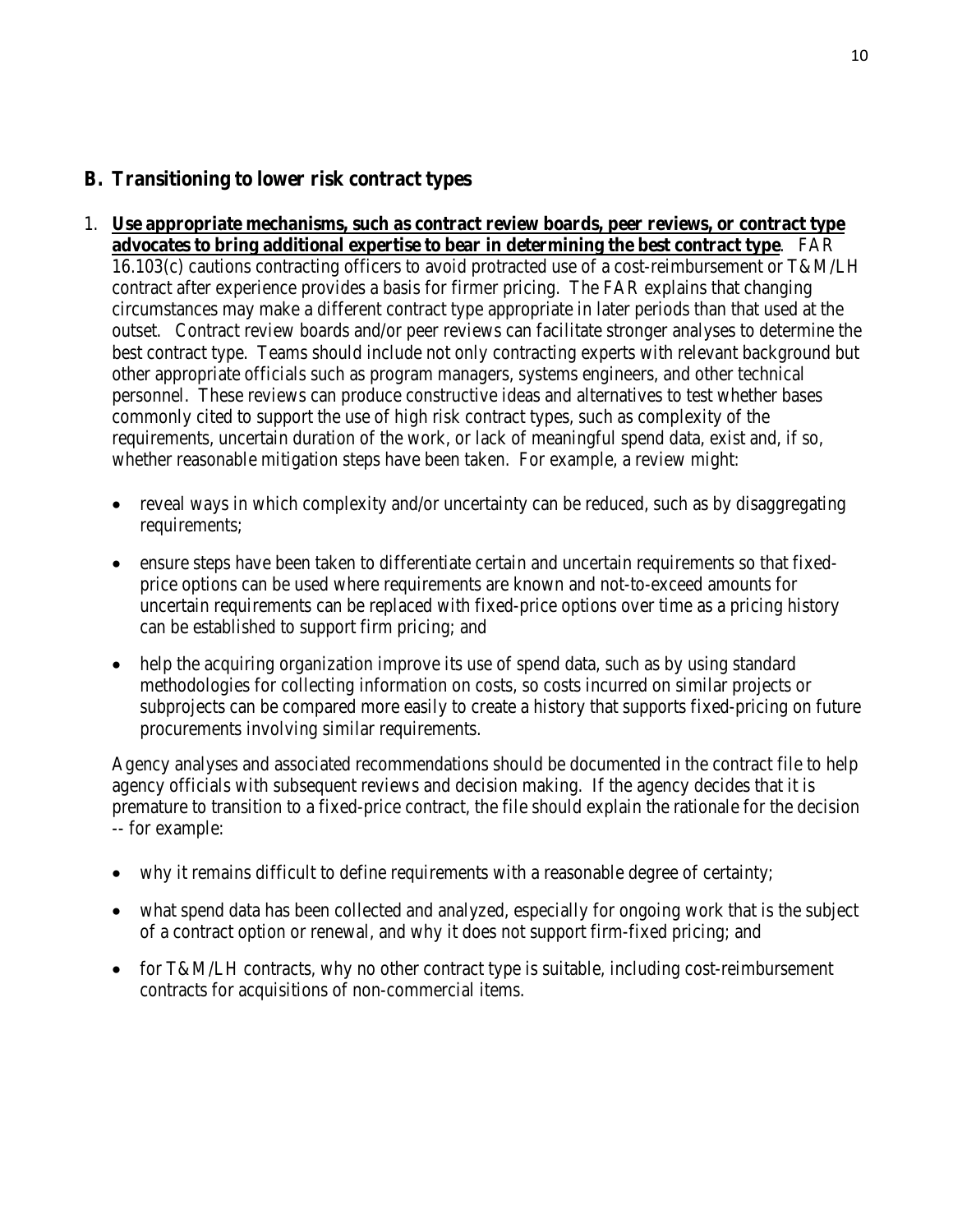## B. Transitioning to lower risk contract types

1. **Use appropriate mechanisms, such as contract review boards, peer reviews, or contract type advocates to bring additional expertise to bear in determining the best contract type**. FAR 16.103(c) cautions contracting officers to avoid protracted use of a cost-reimbursement or T&M/LH contract after experience provides a basis for firmer pricing. The FAR explains that changing circumstances may make a different contract type appropriate in later periods than that used at the outset. Contract review boards and/or peer reviews can facilitate stronger analyses to determine the best contract type. Teams should include not only contracting experts with relevant background but other appropriate officials such as program managers, systems engineers, and other technical personnel. These reviews can produce constructive ideas and alternatives to test whether bases commonly cited to support the use of high risk contract types, such as complexity of the requirements, uncertain duration of the work, or lack of meaningful spend data, exist and, if so, whether reasonable mitigation steps have been taken. For example, a review might:

   - reveal ways in which complexity and/or uncertainty can be reduced, such as by disaggregating requirements;
   - ensure steps have been taken to differentiate certain and uncertain requirements so that fixed-price options can be used where requirements are known and not-to-exceed amounts for uncertain requirements can be replaced with fixed-price options over time as a pricing history can be established to support firm pricing; and
   - help the acquiring organization improve its use of spend data, such as by using standard methodologies for collecting information on costs, so costs incurred on similar projects or subprojects can be compared more easily to create a history that supports fixed-pricing on future procurements involving similar requirements.

   Agency analyses and associated recommendations should be documented in the contract file to help agency officials with subsequent reviews and decision making. If the agency decides that it is premature to transition to a fixed-price contract, the file should explain the rationale for the decision -- for example:

   - why it remains difficult to define requirements with a reasonable degree of certainty;
   - what spend data has been collected and analyzed, especially for ongoing work that is the subject of a contract option or renewal, and why it does not support firm-fixed pricing; and
   - for T&M/LH contracts, why no other contract type is suitable, including cost-reimbursement contracts for acquisitions of non-commercial items.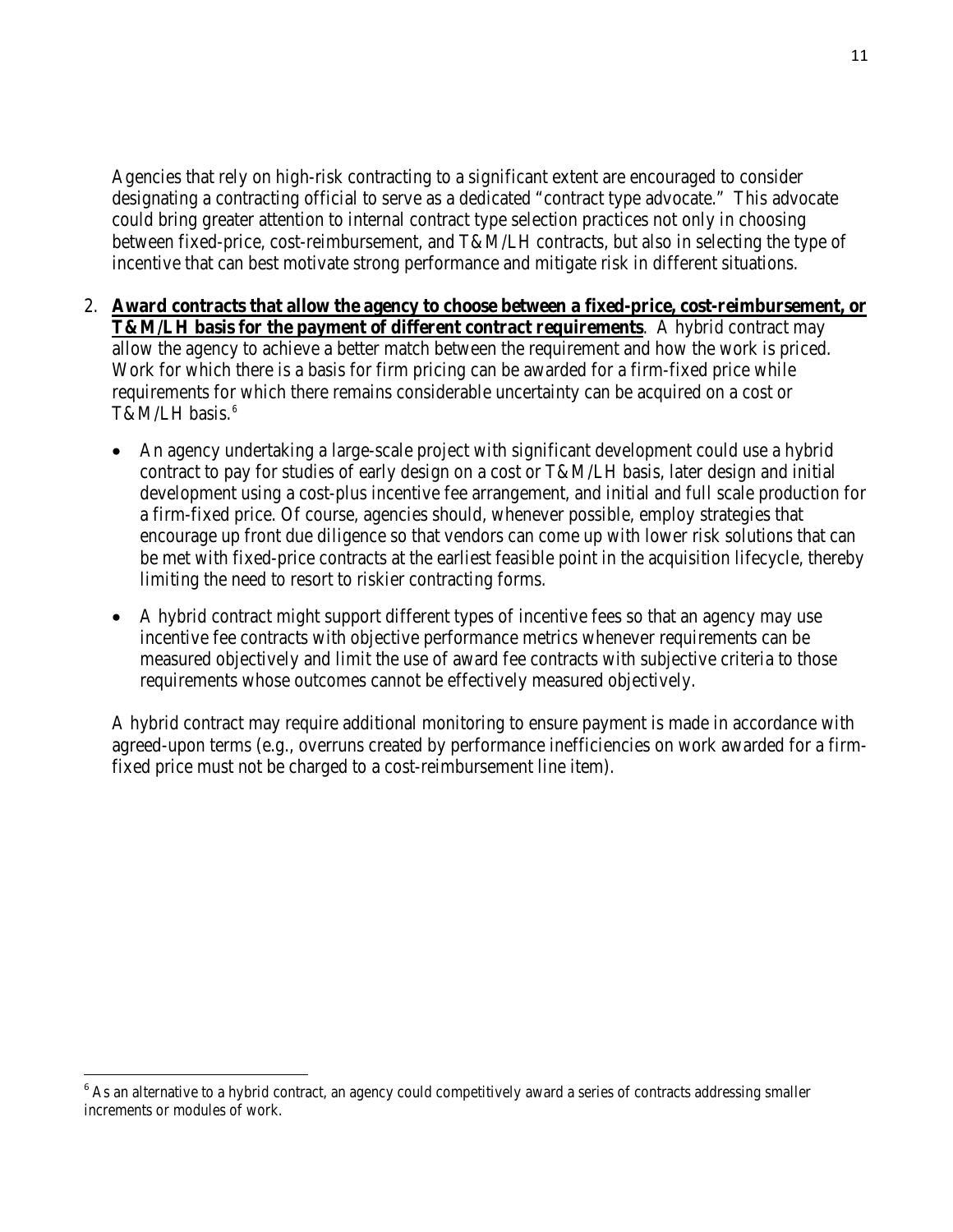Agencies that rely on high-risk contracting to a significant extent are encouraged to consider designating a contracting official to serve as a dedicated "contract type advocate." This advocate could bring greater attention to internal contract type selection practices not only in choosing between fixed-price, cost-reimbursement, and T&M/LH contracts, but also in selecting the type of incentive that can best motivate strong performance and mitigate risk in different situations.

2. **Award contracts that allow the agency to choose between a fixed-price, cost-reimbursement, or T&M/LH basis for the payment of different contract requirements**. A hybrid contract may allow the agency to achieve a better match between the requirement and how the work is priced. Work for which there is a basis for firm pricing can be awarded for a firm-fixed price while requirements for which there remains considerable uncertainty can be acquired on a cost or T&M/LH basis.[6]

    - An agency undertaking a large-scale project with significant development could use a hybrid contract to pay for studies of early design on a cost or T&M/LH basis, later design and initial development using a cost-plus incentive fee arrangement, and initial and full scale production for a firm-fixed price. Of course, agencies should, whenever possible, employ strategies that encourage up front due diligence so that vendors can come up with lower risk solutions that can be met with fixed-price contracts at the earliest feasible point in the acquisition lifecycle, thereby limiting the need to resort to riskier contracting forms.

    - A hybrid contract might support different types of incentive fees so that an agency may use incentive fee contracts with objective performance metrics whenever requirements can be measured objectively and limit the use of award fee contracts with subjective criteria to those requirements whose outcomes cannot be effectively measured objectively.

    A hybrid contract may require additional monitoring to ensure payment is made in accordance with agreed-upon terms (e.g., overruns created by performance inefficiencies on work awarded for a firm-fixed price must not be charged to a cost-reimbursement line item).

[6] As an alternative to a hybrid contract, an agency could competitively award a series of contracts addressing smaller increments or modules of work.